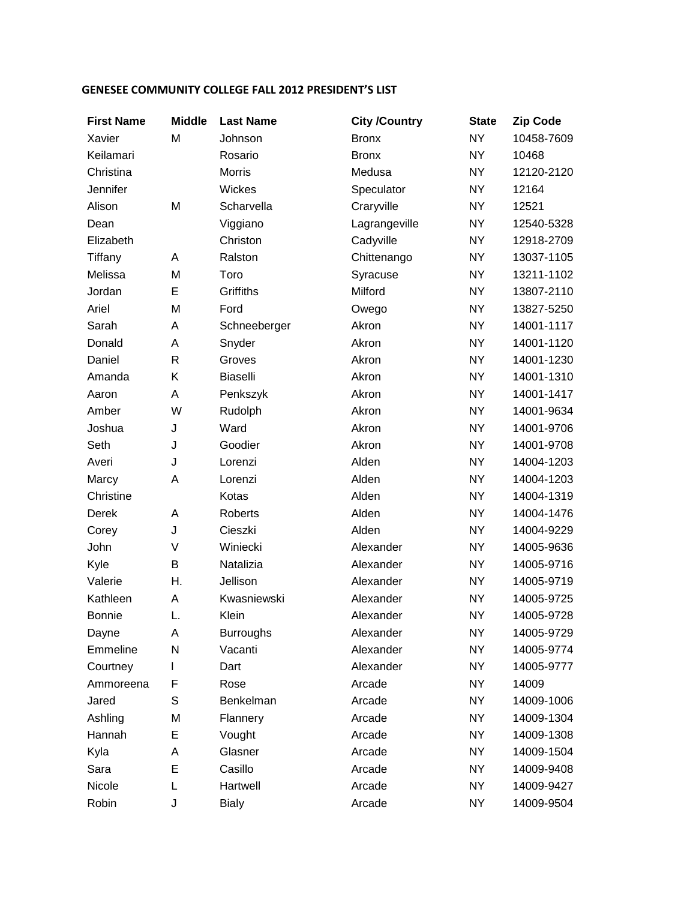## GENESEE COMMUNITY COLLEGE FALL 2012 PRESIDENT'S LIST

| First Name | Middle | Last Name | City /Country | State | Zip Code |
|---|---|---|---|---|---|
| Xavier | M | Johnson | Bronx | NY | 10458-7609 |
| Keilamari | | Rosario | Bronx | NY | 10468 |
| Christina | | Morris | Medusa | NY | 12120-2120 |
| Jennifer | | Wickes | Speculator | NY | 12164 |
| Alison | M | Scharvella | Craryville | NY | 12521 |
| Dean | | Viggiano | Lagrangeville | NY | 12540-5328 |
| Elizabeth | | Christon | Cadyville | NY | 12918-2709 |
| Tiffany | A | Ralston | Chittenango | NY | 13037-1105 |
| Melissa | M | Toro | Syracuse | NY | 13211-1102 |
| Jordan | E | Griffiths | Milford | NY | 13807-2110 |
| Ariel | M | Ford | Owego | NY | 13827-5250 |
| Sarah | A | Schneeberger | Akron | NY | 14001-1117 |
| Donald | A | Snyder | Akron | NY | 14001-1120 |
| Daniel | R | Groves | Akron | NY | 14001-1230 |
| Amanda | K | Biaselli | Akron | NY | 14001-1310 |
| Aaron | A | Penkszyk | Akron | NY | 14001-1417 |
| Amber | W | Rudolph | Akron | NY | 14001-9634 |
| Joshua | J | Ward | Akron | NY | 14001-9706 |
| Seth | J | Goodier | Akron | NY | 14001-9708 |
| Averi | J | Lorenzi | Alden | NY | 14004-1203 |
| Marcy | A | Lorenzi | Alden | NY | 14004-1203 |
| Christine | | Kotas | Alden | NY | 14004-1319 |
| Derek | A | Roberts | Alden | NY | 14004-1476 |
| Corey | J | Cieszki | Alden | NY | 14004-9229 |
| John | V | Winiecki | Alexander | NY | 14005-9636 |
| Kyle | B | Natalizia | Alexander | NY | 14005-9716 |
| Valerie | H. | Jellison | Alexander | NY | 14005-9719 |
| Kathleen | A | Kwasniewski | Alexander | NY | 14005-9725 |
| Bonnie | L. | Klein | Alexander | NY | 14005-9728 |
| Dayne | A | Burroughs | Alexander | NY | 14005-9729 |
| Emmeline | N | Vacanti | Alexander | NY | 14005-9774 |
| Courtney | I | Dart | Alexander | NY | 14005-9777 |
| Ammoreena | F | Rose | Arcade | NY | 14009 |
| Jared | S | Benkelman | Arcade | NY | 14009-1006 |
| Ashling | M | Flannery | Arcade | NY | 14009-1304 |
| Hannah | E | Vought | Arcade | NY | 14009-1308 |
| Kyla | A | Glasner | Arcade | NY | 14009-1504 |
| Sara | E | Casillo | Arcade | NY | 14009-9408 |
| Nicole | L | Hartwell | Arcade | NY | 14009-9427 |
| Robin | J | Bialy | Arcade | NY | 14009-9504 |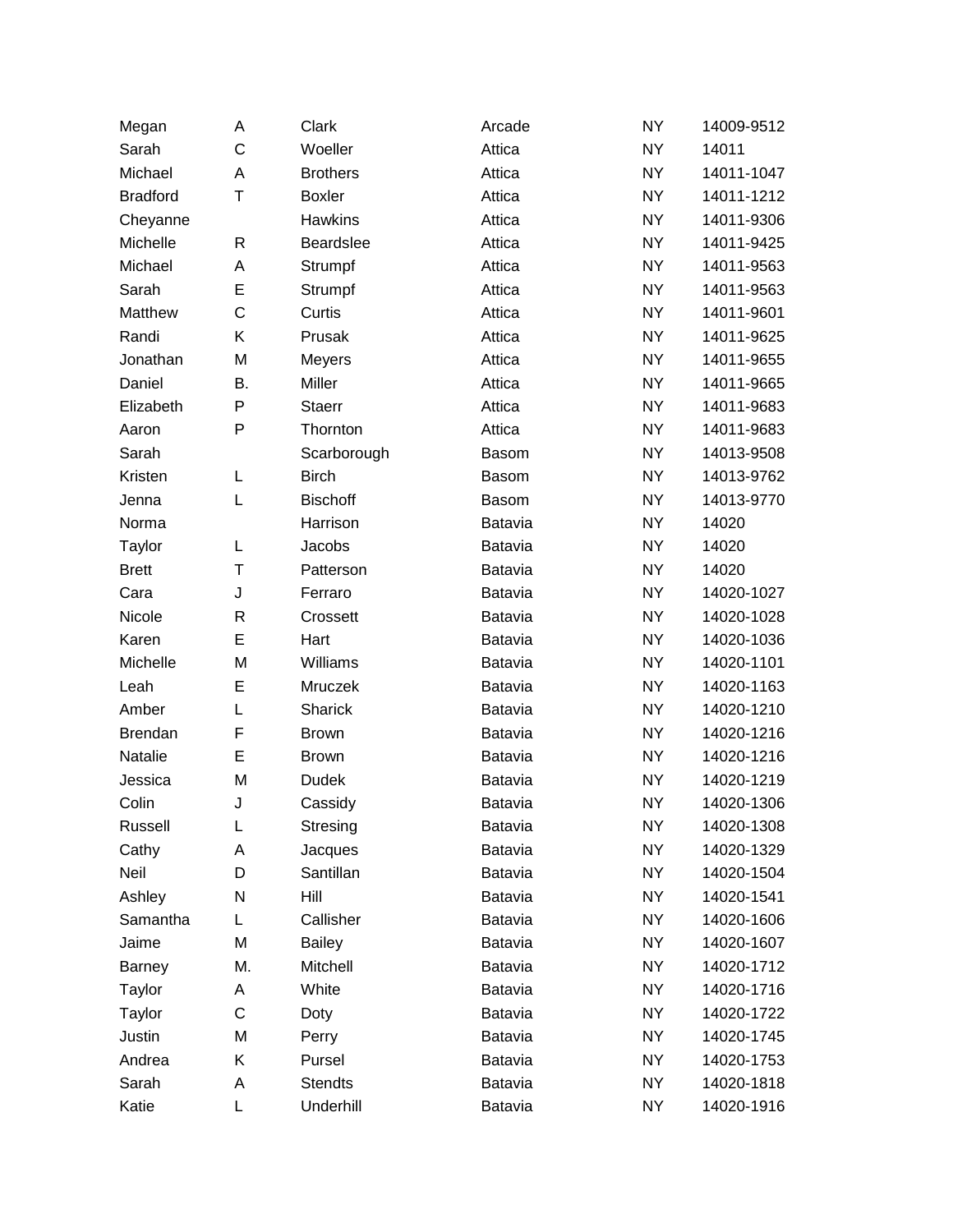| | | | | | |
|---|---|---|---|---|---|
| Megan | A | Clark | Arcade | NY | 14009-9512 |
| Sarah | C | Woeller | Attica | NY | 14011 |
| Michael | A | Brothers | Attica | NY | 14011-1047 |
| Bradford | T | Boxler | Attica | NY | 14011-1212 |
| Cheyanne | | Hawkins | Attica | NY | 14011-9306 |
| Michelle | R | Beardslee | Attica | NY | 14011-9425 |
| Michael | A | Strumpf | Attica | NY | 14011-9563 |
| Sarah | E | Strumpf | Attica | NY | 14011-9563 |
| Matthew | C | Curtis | Attica | NY | 14011-9601 |
| Randi | K | Prusak | Attica | NY | 14011-9625 |
| Jonathan | M | Meyers | Attica | NY | 14011-9655 |
| Daniel | B. | Miller | Attica | NY | 14011-9665 |
| Elizabeth | P | Staerr | Attica | NY | 14011-9683 |
| Aaron | P | Thornton | Attica | NY | 14011-9683 |
| Sarah | | Scarborough | Basom | NY | 14013-9508 |
| Kristen | L | Birch | Basom | NY | 14013-9762 |
| Jenna | L | Bischoff | Basom | NY | 14013-9770 |
| Norma | | Harrison | Batavia | NY | 14020 |
| Taylor | L | Jacobs | Batavia | NY | 14020 |
| Brett | T | Patterson | Batavia | NY | 14020 |
| Cara | J | Ferraro | Batavia | NY | 14020-1027 |
| Nicole | R | Crossett | Batavia | NY | 14020-1028 |
| Karen | E | Hart | Batavia | NY | 14020-1036 |
| Michelle | M | Williams | Batavia | NY | 14020-1101 |
| Leah | E | Mruczek | Batavia | NY | 14020-1163 |
| Amber | L | Sharick | Batavia | NY | 14020-1210 |
| Brendan | F | Brown | Batavia | NY | 14020-1216 |
| Natalie | E | Brown | Batavia | NY | 14020-1216 |
| Jessica | M | Dudek | Batavia | NY | 14020-1219 |
| Colin | J | Cassidy | Batavia | NY | 14020-1306 |
| Russell | L | Stresing | Batavia | NY | 14020-1308 |
| Cathy | A | Jacques | Batavia | NY | 14020-1329 |
| Neil | D | Santillan | Batavia | NY | 14020-1504 |
| Ashley | N | Hill | Batavia | NY | 14020-1541 |
| Samantha | L | Callisher | Batavia | NY | 14020-1606 |
| Jaime | M | Bailey | Batavia | NY | 14020-1607 |
| Barney | M. | Mitchell | Batavia | NY | 14020-1712 |
| Taylor | A | White | Batavia | NY | 14020-1716 |
| Taylor | C | Doty | Batavia | NY | 14020-1722 |
| Justin | M | Perry | Batavia | NY | 14020-1745 |
| Andrea | K | Pursel | Batavia | NY | 14020-1753 |
| Sarah | A | Stendts | Batavia | NY | 14020-1818 |
| Katie | L | Underhill | Batavia | NY | 14020-1916 |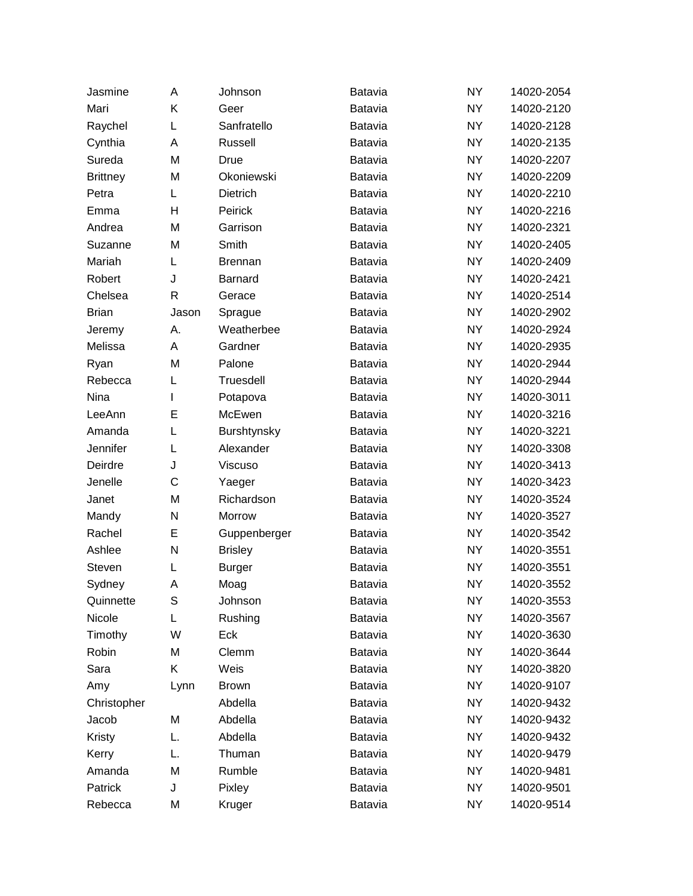| | | | | | |
|---|---|---|---|---|---|
| Jasmine | A | Johnson | Batavia | NY | 14020-2054 |
| Mari | K | Geer | Batavia | NY | 14020-2120 |
| Raychel | L | Sanfratello | Batavia | NY | 14020-2128 |
| Cynthia | A | Russell | Batavia | NY | 14020-2135 |
| Sureda | M | Drue | Batavia | NY | 14020-2207 |
| Brittney | M | Okoniewski | Batavia | NY | 14020-2209 |
| Petra | L | Dietrich | Batavia | NY | 14020-2210 |
| Emma | H | Peirick | Batavia | NY | 14020-2216 |
| Andrea | M | Garrison | Batavia | NY | 14020-2321 |
| Suzanne | M | Smith | Batavia | NY | 14020-2405 |
| Mariah | L | Brennan | Batavia | NY | 14020-2409 |
| Robert | J | Barnard | Batavia | NY | 14020-2421 |
| Chelsea | R | Gerace | Batavia | NY | 14020-2514 |
| Brian | Jason | Sprague | Batavia | NY | 14020-2902 |
| Jeremy | A. | Weatherbee | Batavia | NY | 14020-2924 |
| Melissa | A | Gardner | Batavia | NY | 14020-2935 |
| Ryan | M | Palone | Batavia | NY | 14020-2944 |
| Rebecca | L | Truesdell | Batavia | NY | 14020-2944 |
| Nina | I | Potapova | Batavia | NY | 14020-3011 |
| LeeAnn | E | McEwen | Batavia | NY | 14020-3216 |
| Amanda | L | Burshtynsky | Batavia | NY | 14020-3221 |
| Jennifer | L | Alexander | Batavia | NY | 14020-3308 |
| Deirdre | J | Viscuso | Batavia | NY | 14020-3413 |
| Jenelle | C | Yaeger | Batavia | NY | 14020-3423 |
| Janet | M | Richardson | Batavia | NY | 14020-3524 |
| Mandy | N | Morrow | Batavia | NY | 14020-3527 |
| Rachel | E | Guppenberger | Batavia | NY | 14020-3542 |
| Ashlee | N | Brisley | Batavia | NY | 14020-3551 |
| Steven | L | Burger | Batavia | NY | 14020-3551 |
| Sydney | A | Moag | Batavia | NY | 14020-3552 |
| Quinnette | S | Johnson | Batavia | NY | 14020-3553 |
| Nicole | L | Rushing | Batavia | NY | 14020-3567 |
| Timothy | W | Eck | Batavia | NY | 14020-3630 |
| Robin | M | Clemm | Batavia | NY | 14020-3644 |
| Sara | K | Weis | Batavia | NY | 14020-3820 |
| Amy | Lynn | Brown | Batavia | NY | 14020-9107 |
| Christopher | | Abdella | Batavia | NY | 14020-9432 |
| Jacob | M | Abdella | Batavia | NY | 14020-9432 |
| Kristy | L. | Abdella | Batavia | NY | 14020-9432 |
| Kerry | L. | Thuman | Batavia | NY | 14020-9479 |
| Amanda | M | Rumble | Batavia | NY | 14020-9481 |
| Patrick | J | Pixley | Batavia | NY | 14020-9501 |
| Rebecca | M | Kruger | Batavia | NY | 14020-9514 |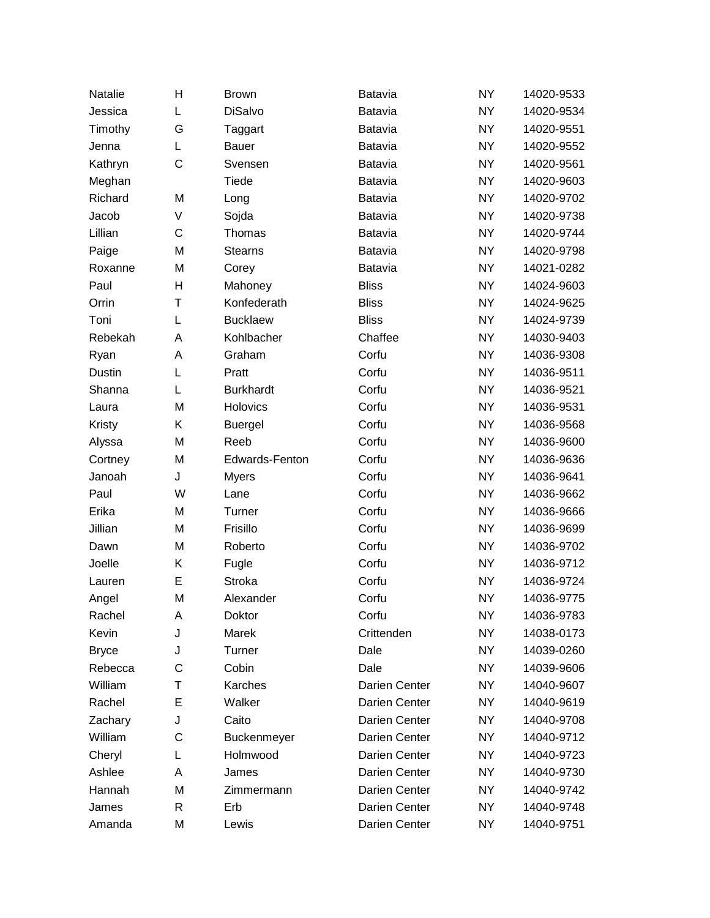| | | | | | |
|---|---|---|---|---|---|
| Natalie | H | Brown | Batavia | NY | 14020-9533 |
| Jessica | L | DiSalvo | Batavia | NY | 14020-9534 |
| Timothy | G | Taggart | Batavia | NY | 14020-9551 |
| Jenna | L | Bauer | Batavia | NY | 14020-9552 |
| Kathryn | C | Svensen | Batavia | NY | 14020-9561 |
| Meghan | | Tiede | Batavia | NY | 14020-9603 |
| Richard | M | Long | Batavia | NY | 14020-9702 |
| Jacob | V | Sojda | Batavia | NY | 14020-9738 |
| Lillian | C | Thomas | Batavia | NY | 14020-9744 |
| Paige | M | Stearns | Batavia | NY | 14020-9798 |
| Roxanne | M | Corey | Batavia | NY | 14021-0282 |
| Paul | H | Mahoney | Bliss | NY | 14024-9603 |
| Orrin | T | Konfederath | Bliss | NY | 14024-9625 |
| Toni | L | Bucklaew | Bliss | NY | 14024-9739 |
| Rebekah | A | Kohlbacher | Chaffee | NY | 14030-9403 |
| Ryan | A | Graham | Corfu | NY | 14036-9308 |
| Dustin | L | Pratt | Corfu | NY | 14036-9511 |
| Shanna | L | Burkhardt | Corfu | NY | 14036-9521 |
| Laura | M | Holovics | Corfu | NY | 14036-9531 |
| Kristy | K | Buergel | Corfu | NY | 14036-9568 |
| Alyssa | M | Reeb | Corfu | NY | 14036-9600 |
| Cortney | M | Edwards-Fenton | Corfu | NY | 14036-9636 |
| Janoah | J | Myers | Corfu | NY | 14036-9641 |
| Paul | W | Lane | Corfu | NY | 14036-9662 |
| Erika | M | Turner | Corfu | NY | 14036-9666 |
| Jillian | M | Frisillo | Corfu | NY | 14036-9699 |
| Dawn | M | Roberto | Corfu | NY | 14036-9702 |
| Joelle | K | Fugle | Corfu | NY | 14036-9712 |
| Lauren | E | Stroka | Corfu | NY | 14036-9724 |
| Angel | M | Alexander | Corfu | NY | 14036-9775 |
| Rachel | A | Doktor | Corfu | NY | 14036-9783 |
| Kevin | J | Marek | Crittenden | NY | 14038-0173 |
| Bryce | J | Turner | Dale | NY | 14039-0260 |
| Rebecca | C | Cobin | Dale | NY | 14039-9606 |
| William | T | Karches | Darien Center | NY | 14040-9607 |
| Rachel | E | Walker | Darien Center | NY | 14040-9619 |
| Zachary | J | Caito | Darien Center | NY | 14040-9708 |
| William | C | Buckenmeyer | Darien Center | NY | 14040-9712 |
| Cheryl | L | Holmwood | Darien Center | NY | 14040-9723 |
| Ashlee | A | James | Darien Center | NY | 14040-9730 |
| Hannah | M | Zimmermann | Darien Center | NY | 14040-9742 |
| James | R | Erb | Darien Center | NY | 14040-9748 |
| Amanda | M | Lewis | Darien Center | NY | 14040-9751 |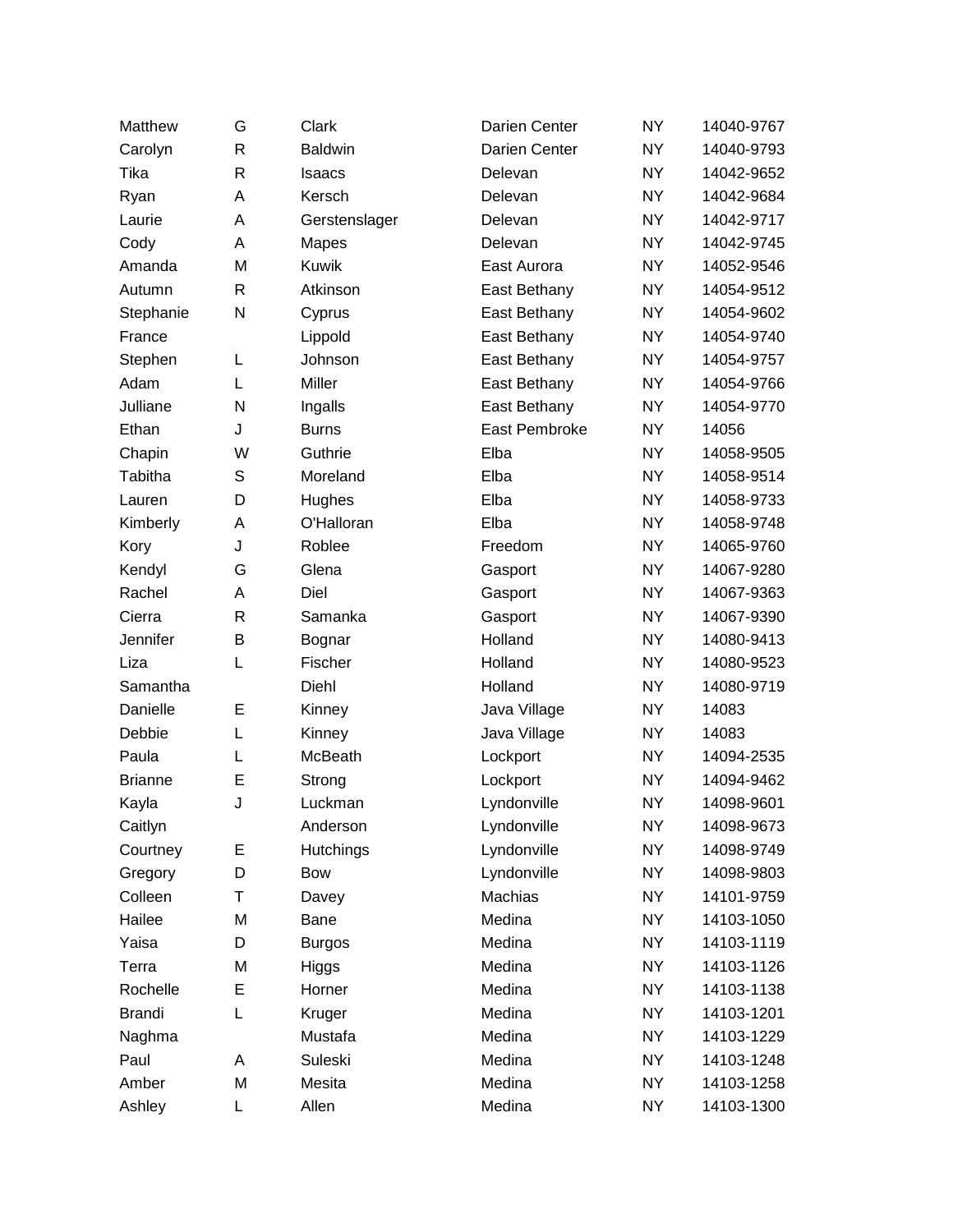| | | | | | |
|---|---|---|---|---|---|
| Matthew | G | Clark | Darien Center | NY | 14040-9767 |
| Carolyn | R | Baldwin | Darien Center | NY | 14040-9793 |
| Tika | R | Isaacs | Delevan | NY | 14042-9652 |
| Ryan | A | Kersch | Delevan | NY | 14042-9684 |
| Laurie | A | Gerstenslager | Delevan | NY | 14042-9717 |
| Cody | A | Mapes | Delevan | NY | 14042-9745 |
| Amanda | M | Kuwik | East Aurora | NY | 14052-9546 |
| Autumn | R | Atkinson | East Bethany | NY | 14054-9512 |
| Stephanie | N | Cyprus | East Bethany | NY | 14054-9602 |
| France | | Lippold | East Bethany | NY | 14054-9740 |
| Stephen | L | Johnson | East Bethany | NY | 14054-9757 |
| Adam | L | Miller | East Bethany | NY | 14054-9766 |
| Julliane | N | Ingalls | East Bethany | NY | 14054-9770 |
| Ethan | J | Burns | East Pembroke | NY | 14056 |
| Chapin | W | Guthrie | Elba | NY | 14058-9505 |
| Tabitha | S | Moreland | Elba | NY | 14058-9514 |
| Lauren | D | Hughes | Elba | NY | 14058-9733 |
| Kimberly | A | O'Halloran | Elba | NY | 14058-9748 |
| Kory | J | Roblee | Freedom | NY | 14065-9760 |
| Kendyl | G | Glena | Gasport | NY | 14067-9280 |
| Rachel | A | Diel | Gasport | NY | 14067-9363 |
| Cierra | R | Samanka | Gasport | NY | 14067-9390 |
| Jennifer | B | Bognar | Holland | NY | 14080-9413 |
| Liza | L | Fischer | Holland | NY | 14080-9523 |
| Samantha | | Diehl | Holland | NY | 14080-9719 |
| Danielle | E | Kinney | Java Village | NY | 14083 |
| Debbie | L | Kinney | Java Village | NY | 14083 |
| Paula | L | McBeath | Lockport | NY | 14094-2535 |
| Brianne | E | Strong | Lockport | NY | 14094-9462 |
| Kayla | J | Luckman | Lyndonville | NY | 14098-9601 |
| Caitlyn | | Anderson | Lyndonville | NY | 14098-9673 |
| Courtney | E | Hutchings | Lyndonville | NY | 14098-9749 |
| Gregory | D | Bow | Lyndonville | NY | 14098-9803 |
| Colleen | T | Davey | Machias | NY | 14101-9759 |
| Hailee | M | Bane | Medina | NY | 14103-1050 |
| Yaisa | D | Burgos | Medina | NY | 14103-1119 |
| Terra | M | Higgs | Medina | NY | 14103-1126 |
| Rochelle | E | Horner | Medina | NY | 14103-1138 |
| Brandi | L | Kruger | Medina | NY | 14103-1201 |
| Naghma | | Mustafa | Medina | NY | 14103-1229 |
| Paul | A | Suleski | Medina | NY | 14103-1248 |
| Amber | M | Mesita | Medina | NY | 14103-1258 |
| Ashley | L | Allen | Medina | NY | 14103-1300 |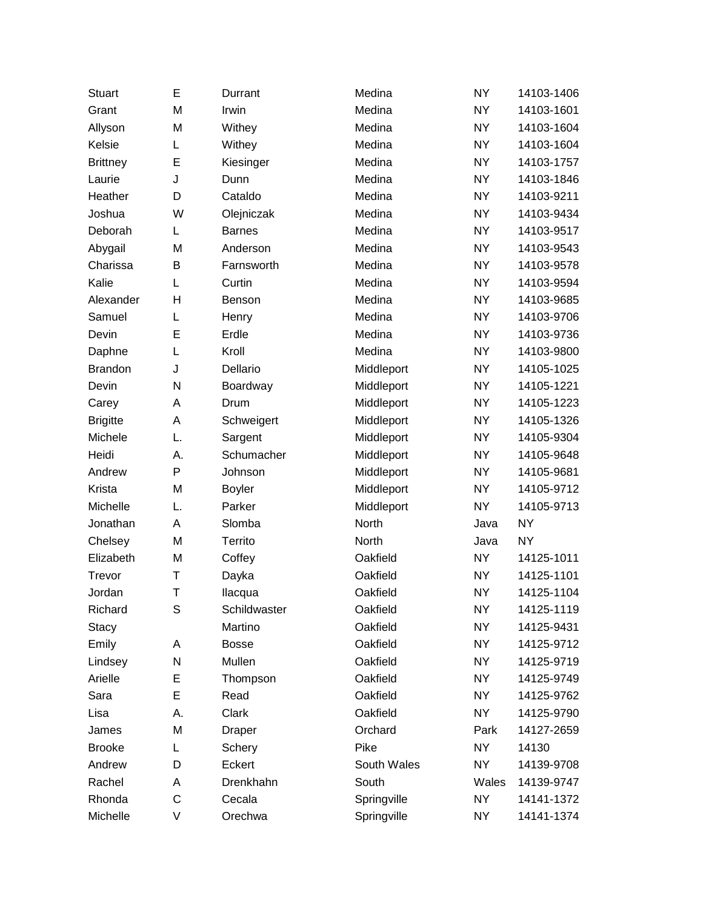| Stuart | E | Durrant | Medina | NY | 14103-1406 |
|---|---|---|---|---|---|
| Grant | M | Irwin | Medina | NY | 14103-1601 |
| Allyson | M | Withey | Medina | NY | 14103-1604 |
| Kelsie | L | Withey | Medina | NY | 14103-1604 |
| Brittney | E | Kiesinger | Medina | NY | 14103-1757 |
| Laurie | J | Dunn | Medina | NY | 14103-1846 |
| Heather | D | Cataldo | Medina | NY | 14103-9211 |
| Joshua | W | Olejniczak | Medina | NY | 14103-9434 |
| Deborah | L | Barnes | Medina | NY | 14103-9517 |
| Abygail | M | Anderson | Medina | NY | 14103-9543 |
| Charissa | B | Farnsworth | Medina | NY | 14103-9578 |
| Kalie | L | Curtin | Medina | NY | 14103-9594 |
| Alexander | H | Benson | Medina | NY | 14103-9685 |
| Samuel | L | Henry | Medina | NY | 14103-9706 |
| Devin | E | Erdle | Medina | NY | 14103-9736 |
| Daphne | L | Kroll | Medina | NY | 14103-9800 |
| Brandon | J | Dellario | Middleport | NY | 14105-1025 |
| Devin | N | Boardway | Middleport | NY | 14105-1221 |
| Carey | A | Drum | Middleport | NY | 14105-1223 |
| Brigitte | A | Schweigert | Middleport | NY | 14105-1326 |
| Michele | L. | Sargent | Middleport | NY | 14105-9304 |
| Heidi | A. | Schumacher | Middleport | NY | 14105-9648 |
| Andrew | P | Johnson | Middleport | NY | 14105-9681 |
| Krista | M | Boyler | Middleport | NY | 14105-9712 |
| Michelle | L. | Parker | Middleport | NY | 14105-9713 |
| Jonathan | A | Slomba | North | Java | NY |
| Chelsey | M | Territo | North | Java | NY |
| Elizabeth | M | Coffey | Oakfield | NY | 14125-1011 |
| Trevor | T | Dayka | Oakfield | NY | 14125-1101 |
| Jordan | T | Ilacqua | Oakfield | NY | 14125-1104 |
| Richard | S | Schildwaster | Oakfield | NY | 14125-1119 |
| Stacy | | Martino | Oakfield | NY | 14125-9431 |
| Emily | A | Bosse | Oakfield | NY | 14125-9712 |
| Lindsey | N | Mullen | Oakfield | NY | 14125-9719 |
| Arielle | E | Thompson | Oakfield | NY | 14125-9749 |
| Sara | E | Read | Oakfield | NY | 14125-9762 |
| Lisa | A. | Clark | Oakfield | NY | 14125-9790 |
| James | M | Draper | Orchard | Park | 14127-2659 |
| Brooke | L | Schery | Pike | NY | 14130 |
| Andrew | D | Eckert | South Wales | NY | 14139-9708 |
| Rachel | A | Drenkhahn | South | Wales | 14139-9747 |
| Rhonda | C | Cecala | Springville | NY | 14141-1372 |
| Michelle | V | Orechwa | Springville | NY | 14141-1374 |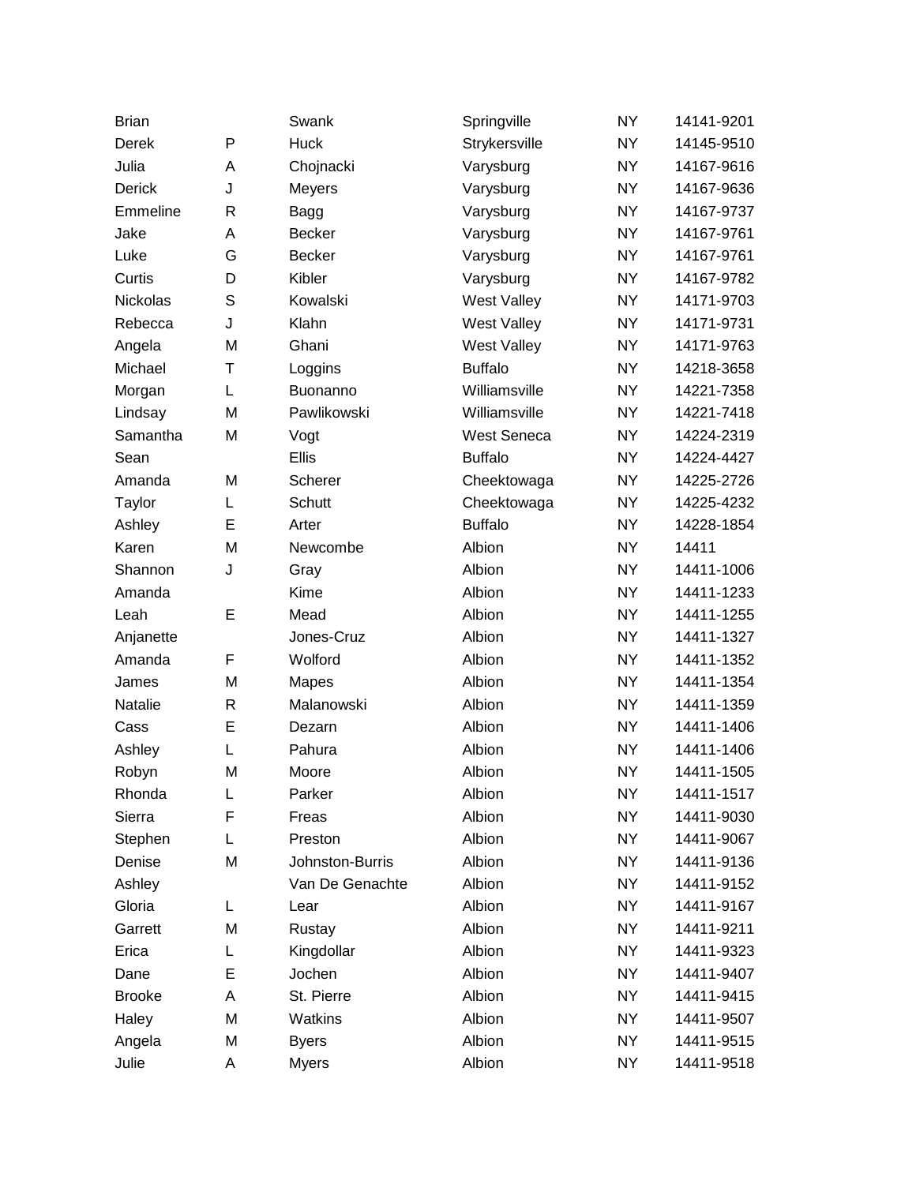| | | | | | |
|---|---|---|---|---|---|
| Brian | | Swank | Springville | NY | 14141-9201 |
| Derek | P | Huck | Strykersville | NY | 14145-9510 |
| Julia | A | Chojnacki | Varysburg | NY | 14167-9616 |
| Derick | J | Meyers | Varysburg | NY | 14167-9636 |
| Emmeline | R | Bagg | Varysburg | NY | 14167-9737 |
| Jake | A | Becker | Varysburg | NY | 14167-9761 |
| Luke | G | Becker | Varysburg | NY | 14167-9761 |
| Curtis | D | Kibler | Varysburg | NY | 14167-9782 |
| Nickolas | S | Kowalski | West Valley | NY | 14171-9703 |
| Rebecca | J | Klahn | West Valley | NY | 14171-9731 |
| Angela | M | Ghani | West Valley | NY | 14171-9763 |
| Michael | T | Loggins | Buffalo | NY | 14218-3658 |
| Morgan | L | Buonanno | Williamsville | NY | 14221-7358 |
| Lindsay | M | Pawlikowski | Williamsville | NY | 14221-7418 |
| Samantha | M | Vogt | West Seneca | NY | 14224-2319 |
| Sean | | Ellis | Buffalo | NY | 14224-4427 |
| Amanda | M | Scherer | Cheektowaga | NY | 14225-2726 |
| Taylor | L | Schutt | Cheektowaga | NY | 14225-4232 |
| Ashley | E | Arter | Buffalo | NY | 14228-1854 |
| Karen | M | Newcombe | Albion | NY | 14411 |
| Shannon | J | Gray | Albion | NY | 14411-1006 |
| Amanda | | Kime | Albion | NY | 14411-1233 |
| Leah | E | Mead | Albion | NY | 14411-1255 |
| Anjanette | | Jones-Cruz | Albion | NY | 14411-1327 |
| Amanda | F | Wolford | Albion | NY | 14411-1352 |
| James | M | Mapes | Albion | NY | 14411-1354 |
| Natalie | R | Malanowski | Albion | NY | 14411-1359 |
| Cass | E | Dezarn | Albion | NY | 14411-1406 |
| Ashley | L | Pahura | Albion | NY | 14411-1406 |
| Robyn | M | Moore | Albion | NY | 14411-1505 |
| Rhonda | L | Parker | Albion | NY | 14411-1517 |
| Sierra | F | Freas | Albion | NY | 14411-9030 |
| Stephen | L | Preston | Albion | NY | 14411-9067 |
| Denise | M | Johnston-Burris | Albion | NY | 14411-9136 |
| Ashley | | Van De Genachte | Albion | NY | 14411-9152 |
| Gloria | L | Lear | Albion | NY | 14411-9167 |
| Garrett | M | Rustay | Albion | NY | 14411-9211 |
| Erica | L | Kingdollar | Albion | NY | 14411-9323 |
| Dane | E | Jochen | Albion | NY | 14411-9407 |
| Brooke | A | St. Pierre | Albion | NY | 14411-9415 |
| Haley | M | Watkins | Albion | NY | 14411-9507 |
| Angela | M | Byers | Albion | NY | 14411-9515 |
| Julie | A | Myers | Albion | NY | 14411-9518 |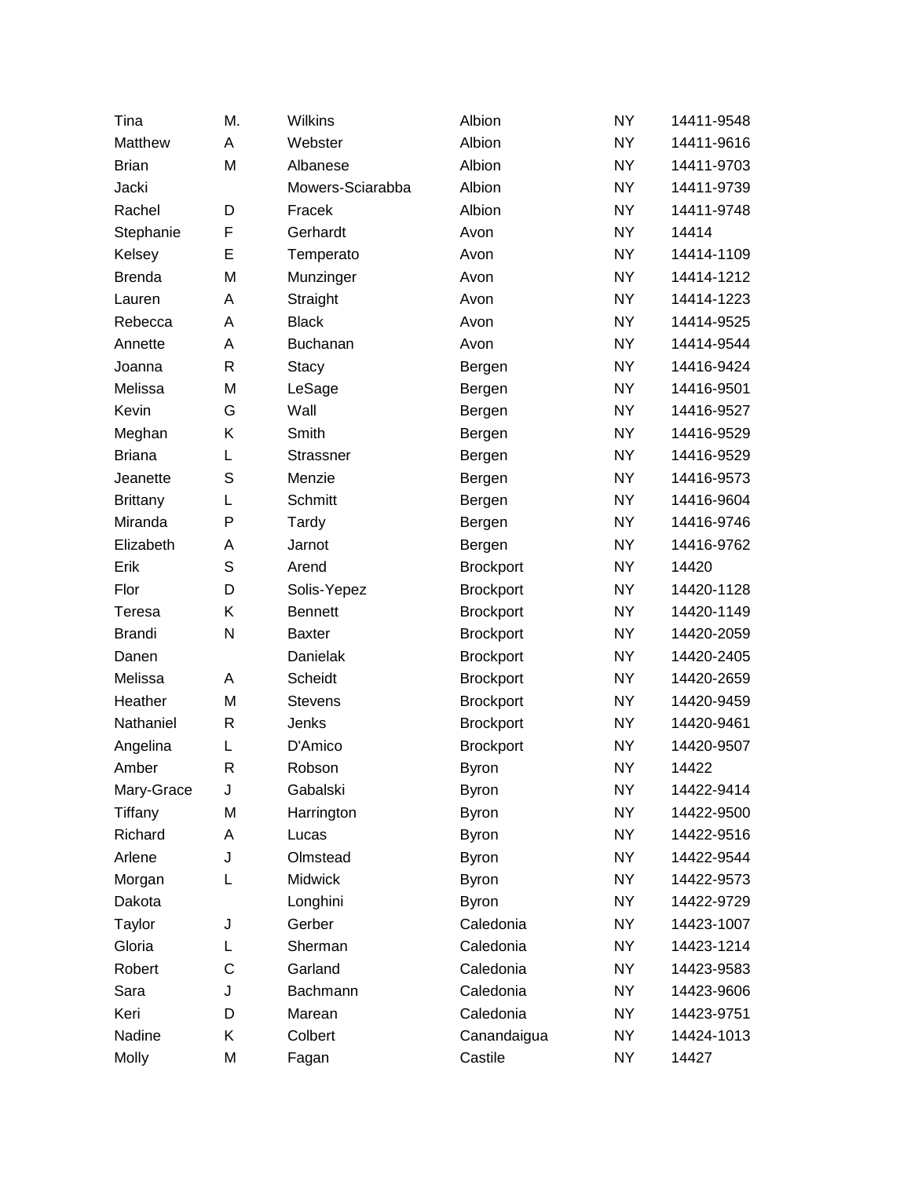| | | | | | |
|---|---|---|---|---|---|
| Tina | M. | Wilkins | Albion | NY | 14411-9548 |
| Matthew | A | Webster | Albion | NY | 14411-9616 |
| Brian | M | Albanese | Albion | NY | 14411-9703 |
| Jacki | | Mowers-Sciarabba | Albion | NY | 14411-9739 |
| Rachel | D | Fracek | Albion | NY | 14411-9748 |
| Stephanie | F | Gerhardt | Avon | NY | 14414 |
| Kelsey | E | Temperato | Avon | NY | 14414-1109 |
| Brenda | M | Munzinger | Avon | NY | 14414-1212 |
| Lauren | A | Straight | Avon | NY | 14414-1223 |
| Rebecca | A | Black | Avon | NY | 14414-9525 |
| Annette | A | Buchanan | Avon | NY | 14414-9544 |
| Joanna | R | Stacy | Bergen | NY | 14416-9424 |
| Melissa | M | LeSage | Bergen | NY | 14416-9501 |
| Kevin | G | Wall | Bergen | NY | 14416-9527 |
| Meghan | K | Smith | Bergen | NY | 14416-9529 |
| Briana | L | Strassner | Bergen | NY | 14416-9529 |
| Jeanette | S | Menzie | Bergen | NY | 14416-9573 |
| Brittany | L | Schmitt | Bergen | NY | 14416-9604 |
| Miranda | P | Tardy | Bergen | NY | 14416-9746 |
| Elizabeth | A | Jarnot | Bergen | NY | 14416-9762 |
| Erik | S | Arend | Brockport | NY | 14420 |
| Flor | D | Solis-Yepez | Brockport | NY | 14420-1128 |
| Teresa | K | Bennett | Brockport | NY | 14420-1149 |
| Brandi | N | Baxter | Brockport | NY | 14420-2059 |
| Danen | | Danielak | Brockport | NY | 14420-2405 |
| Melissa | A | Scheidt | Brockport | NY | 14420-2659 |
| Heather | M | Stevens | Brockport | NY | 14420-9459 |
| Nathaniel | R | Jenks | Brockport | NY | 14420-9461 |
| Angelina | L | D'Amico | Brockport | NY | 14420-9507 |
| Amber | R | Robson | Byron | NY | 14422 |
| Mary-Grace | J | Gabalski | Byron | NY | 14422-9414 |
| Tiffany | M | Harrington | Byron | NY | 14422-9500 |
| Richard | A | Lucas | Byron | NY | 14422-9516 |
| Arlene | J | Olmstead | Byron | NY | 14422-9544 |
| Morgan | L | Midwick | Byron | NY | 14422-9573 |
| Dakota | | Longhini | Byron | NY | 14422-9729 |
| Taylor | J | Gerber | Caledonia | NY | 14423-1007 |
| Gloria | L | Sherman | Caledonia | NY | 14423-1214 |
| Robert | C | Garland | Caledonia | NY | 14423-9583 |
| Sara | J | Bachmann | Caledonia | NY | 14423-9606 |
| Keri | D | Marean | Caledonia | NY | 14423-9751 |
| Nadine | K | Colbert | Canandaigua | NY | 14424-1013 |
| Molly | M | Fagan | Castile | NY | 14427 |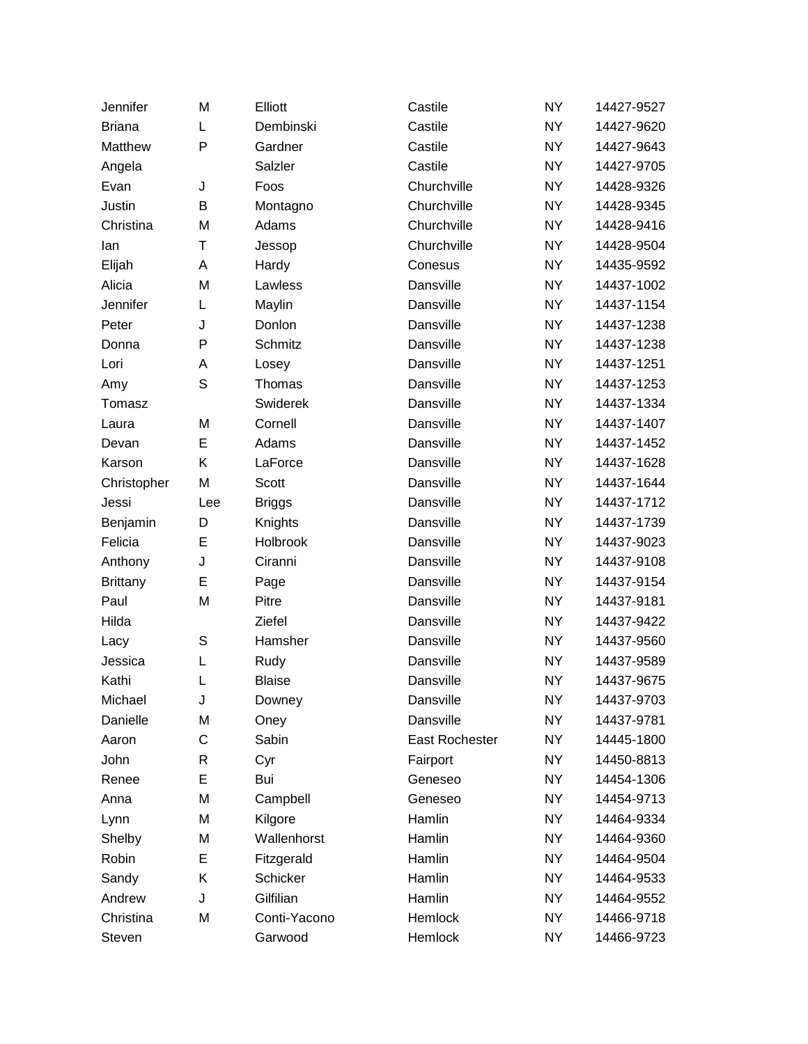| | | | | | |
|---|---|---|---|---|---|
| Jennifer | M | Elliott | Castile | NY | 14427-9527 |
| Briana | L | Dembinski | Castile | NY | 14427-9620 |
| Matthew | P | Gardner | Castile | NY | 14427-9643 |
| Angela | | Salzler | Castile | NY | 14427-9705 |
| Evan | J | Foos | Churchville | NY | 14428-9326 |
| Justin | B | Montagno | Churchville | NY | 14428-9345 |
| Christina | M | Adams | Churchville | NY | 14428-9416 |
| Ian | T | Jessop | Churchville | NY | 14428-9504 |
| Elijah | A | Hardy | Conesus | NY | 14435-9592 |
| Alicia | M | Lawless | Dansville | NY | 14437-1002 |
| Jennifer | L | Maylin | Dansville | NY | 14437-1154 |
| Peter | J | Donlon | Dansville | NY | 14437-1238 |
| Donna | P | Schmitz | Dansville | NY | 14437-1238 |
| Lori | A | Losey | Dansville | NY | 14437-1251 |
| Amy | S | Thomas | Dansville | NY | 14437-1253 |
| Tomasz | | Swiderek | Dansville | NY | 14437-1334 |
| Laura | M | Cornell | Dansville | NY | 14437-1407 |
| Devan | E | Adams | Dansville | NY | 14437-1452 |
| Karson | K | LaForce | Dansville | NY | 14437-1628 |
| Christopher | M | Scott | Dansville | NY | 14437-1644 |
| Jessi | Lee | Briggs | Dansville | NY | 14437-1712 |
| Benjamin | D | Knights | Dansville | NY | 14437-1739 |
| Felicia | E | Holbrook | Dansville | NY | 14437-9023 |
| Anthony | J | Ciranni | Dansville | NY | 14437-9108 |
| Brittany | E | Page | Dansville | NY | 14437-9154 |
| Paul | M | Pitre | Dansville | NY | 14437-9181 |
| Hilda | | Ziefel | Dansville | NY | 14437-9422 |
| Lacy | S | Hamsher | Dansville | NY | 14437-9560 |
| Jessica | L | Rudy | Dansville | NY | 14437-9589 |
| Kathi | L | Blaise | Dansville | NY | 14437-9675 |
| Michael | J | Downey | Dansville | NY | 14437-9703 |
| Danielle | M | Oney | Dansville | NY | 14437-9781 |
| Aaron | C | Sabin | East Rochester | NY | 14445-1800 |
| John | R | Cyr | Fairport | NY | 14450-8813 |
| Renee | E | Bui | Geneseo | NY | 14454-1306 |
| Anna | M | Campbell | Geneseo | NY | 14454-9713 |
| Lynn | M | Kilgore | Hamlin | NY | 14464-9334 |
| Shelby | M | Wallenhorst | Hamlin | NY | 14464-9360 |
| Robin | E | Fitzgerald | Hamlin | NY | 14464-9504 |
| Sandy | K | Schicker | Hamlin | NY | 14464-9533 |
| Andrew | J | Gilfilian | Hamlin | NY | 14464-9552 |
| Christina | M | Conti-Yacono | Hemlock | NY | 14466-9718 |
| Steven | | Garwood | Hemlock | NY | 14466-9723 |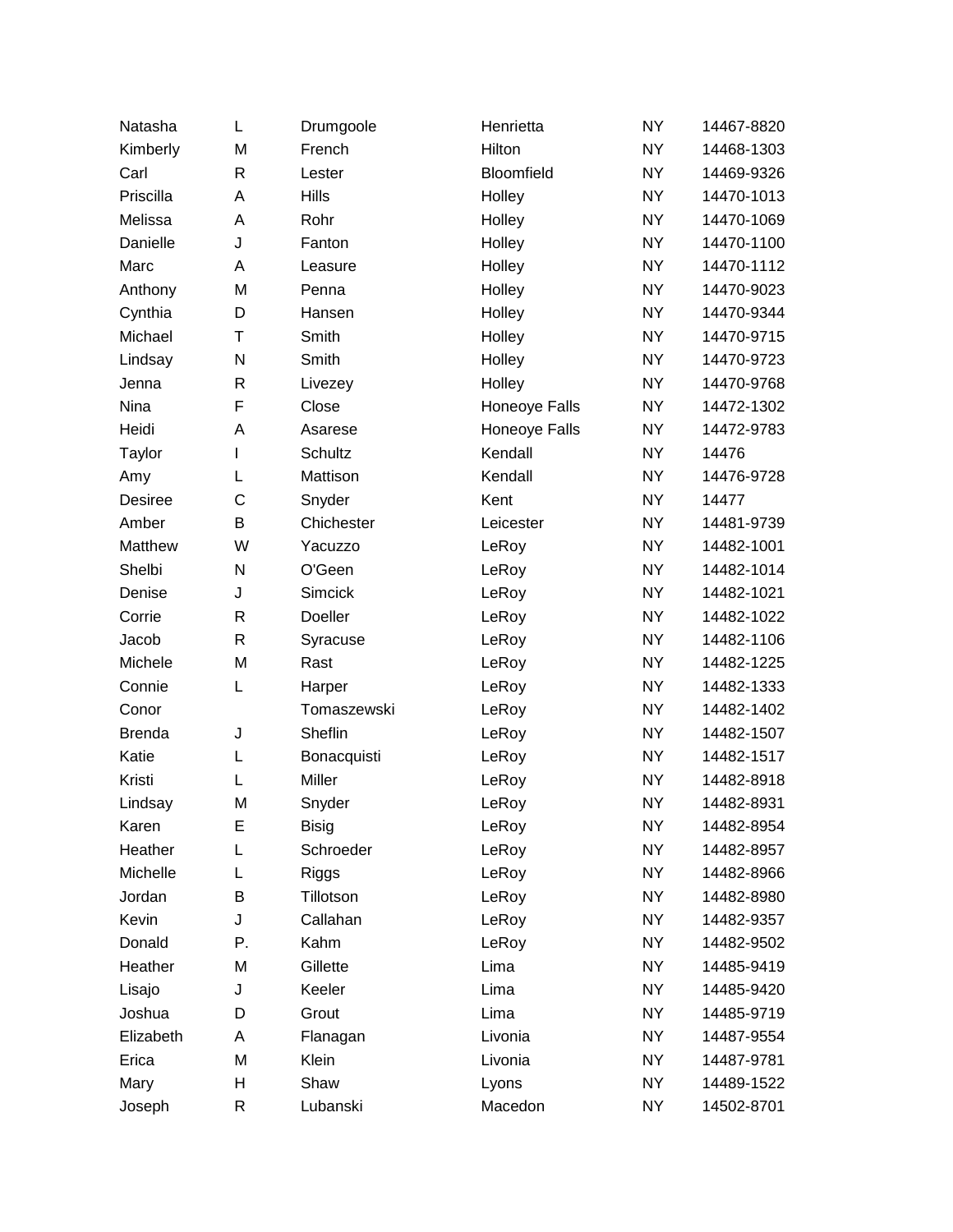| | | | | | |
|---|---|---|---|---|---|
| Natasha | L | Drumgoole | Henrietta | NY | 14467-8820 |
| Kimberly | M | French | Hilton | NY | 14468-1303 |
| Carl | R | Lester | Bloomfield | NY | 14469-9326 |
| Priscilla | A | Hills | Holley | NY | 14470-1013 |
| Melissa | A | Rohr | Holley | NY | 14470-1069 |
| Danielle | J | Fanton | Holley | NY | 14470-1100 |
| Marc | A | Leasure | Holley | NY | 14470-1112 |
| Anthony | M | Penna | Holley | NY | 14470-9023 |
| Cynthia | D | Hansen | Holley | NY | 14470-9344 |
| Michael | T | Smith | Holley | NY | 14470-9715 |
| Lindsay | N | Smith | Holley | NY | 14470-9723 |
| Jenna | R | Livezey | Holley | NY | 14470-9768 |
| Nina | F | Close | Honeoye Falls | NY | 14472-1302 |
| Heidi | A | Asarese | Honeoye Falls | NY | 14472-9783 |
| Taylor | I | Schultz | Kendall | NY | 14476 |
| Amy | L | Mattison | Kendall | NY | 14476-9728 |
| Desiree | C | Snyder | Kent | NY | 14477 |
| Amber | B | Chichester | Leicester | NY | 14481-9739 |
| Matthew | W | Yacuzzo | LeRoy | NY | 14482-1001 |
| Shelbi | N | O'Geen | LeRoy | NY | 14482-1014 |
| Denise | J | Simcick | LeRoy | NY | 14482-1021 |
| Corrie | R | Doeller | LeRoy | NY | 14482-1022 |
| Jacob | R | Syracuse | LeRoy | NY | 14482-1106 |
| Michele | M | Rast | LeRoy | NY | 14482-1225 |
| Connie | L | Harper | LeRoy | NY | 14482-1333 |
| Conor | | Tomaszewski | LeRoy | NY | 14482-1402 |
| Brenda | J | Sheflin | LeRoy | NY | 14482-1507 |
| Katie | L | Bonacquisti | LeRoy | NY | 14482-1517 |
| Kristi | L | Miller | LeRoy | NY | 14482-8918 |
| Lindsay | M | Snyder | LeRoy | NY | 14482-8931 |
| Karen | E | Bisig | LeRoy | NY | 14482-8954 |
| Heather | L | Schroeder | LeRoy | NY | 14482-8957 |
| Michelle | L | Riggs | LeRoy | NY | 14482-8966 |
| Jordan | B | Tillotson | LeRoy | NY | 14482-8980 |
| Kevin | J | Callahan | LeRoy | NY | 14482-9357 |
| Donald | P. | Kahm | LeRoy | NY | 14482-9502 |
| Heather | M | Gillette | Lima | NY | 14485-9419 |
| Lisajo | J | Keeler | Lima | NY | 14485-9420 |
| Joshua | D | Grout | Lima | NY | 14485-9719 |
| Elizabeth | A | Flanagan | Livonia | NY | 14487-9554 |
| Erica | M | Klein | Livonia | NY | 14487-9781 |
| Mary | H | Shaw | Lyons | NY | 14489-1522 |
| Joseph | R | Lubanski | Macedon | NY | 14502-8701 |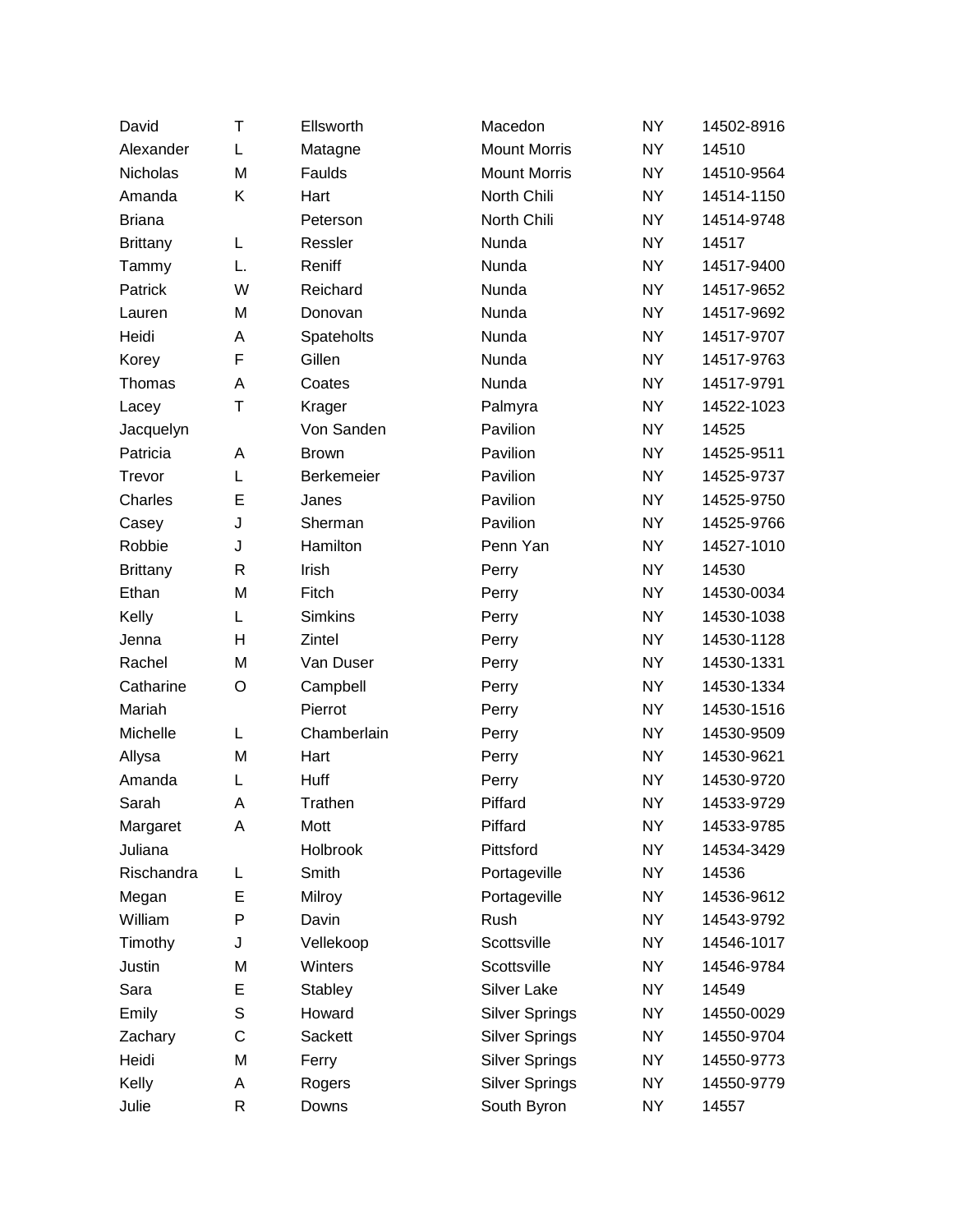| | | | | | |
|---|---|---|---|---|---|
| David | T | Ellsworth | Macedon | NY | 14502-8916 |
| Alexander | L | Matagne | Mount Morris | NY | 14510 |
| Nicholas | M | Faulds | Mount Morris | NY | 14510-9564 |
| Amanda | K | Hart | North Chili | NY | 14514-1150 |
| Briana | | Peterson | North Chili | NY | 14514-9748 |
| Brittany | L | Ressler | Nunda | NY | 14517 |
| Tammy | L. | Reniff | Nunda | NY | 14517-9400 |
| Patrick | W | Reichard | Nunda | NY | 14517-9652 |
| Lauren | M | Donovan | Nunda | NY | 14517-9692 |
| Heidi | A | Spateholts | Nunda | NY | 14517-9707 |
| Korey | F | Gillen | Nunda | NY | 14517-9763 |
| Thomas | A | Coates | Nunda | NY | 14517-9791 |
| Lacey | T | Krager | Palmyra | NY | 14522-1023 |
| Jacquelyn | | Von Sanden | Pavilion | NY | 14525 |
| Patricia | A | Brown | Pavilion | NY | 14525-9511 |
| Trevor | L | Berkemeier | Pavilion | NY | 14525-9737 |
| Charles | E | Janes | Pavilion | NY | 14525-9750 |
| Casey | J | Sherman | Pavilion | NY | 14525-9766 |
| Robbie | J | Hamilton | Penn Yan | NY | 14527-1010 |
| Brittany | R | Irish | Perry | NY | 14530 |
| Ethan | M | Fitch | Perry | NY | 14530-0034 |
| Kelly | L | Simkins | Perry | NY | 14530-1038 |
| Jenna | H | Zintel | Perry | NY | 14530-1128 |
| Rachel | M | Van Duser | Perry | NY | 14530-1331 |
| Catharine | O | Campbell | Perry | NY | 14530-1334 |
| Mariah | | Pierrot | Perry | NY | 14530-1516 |
| Michelle | L | Chamberlain | Perry | NY | 14530-9509 |
| Allysa | M | Hart | Perry | NY | 14530-9621 |
| Amanda | L | Huff | Perry | NY | 14530-9720 |
| Sarah | A | Trathen | Piffard | NY | 14533-9729 |
| Margaret | A | Mott | Piffard | NY | 14533-9785 |
| Juliana | | Holbrook | Pittsford | NY | 14534-3429 |
| Rischandra | L | Smith | Portageville | NY | 14536 |
| Megan | E | Milroy | Portageville | NY | 14536-9612 |
| William | P | Davin | Rush | NY | 14543-9792 |
| Timothy | J | Vellekoop | Scottsville | NY | 14546-1017 |
| Justin | M | Winters | Scottsville | NY | 14546-9784 |
| Sara | E | Stabley | Silver Lake | NY | 14549 |
| Emily | S | Howard | Silver Springs | NY | 14550-0029 |
| Zachary | C | Sackett | Silver Springs | NY | 14550-9704 |
| Heidi | M | Ferry | Silver Springs | NY | 14550-9773 |
| Kelly | A | Rogers | Silver Springs | NY | 14550-9779 |
| Julie | R | Downs | South Byron | NY | 14557 |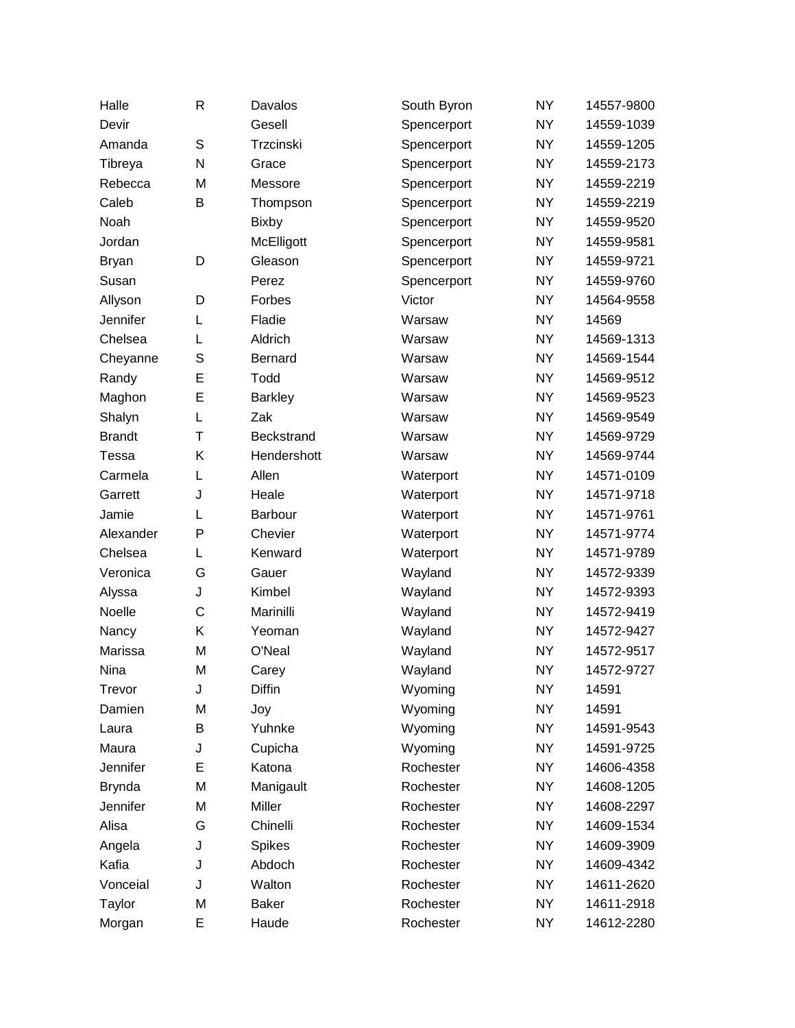| | | | | | |
|---|---|---|---|---|---|
| Halle | R | Davalos | South Byron | NY | 14557-9800 |
| Devir | | Gesell | Spencerport | NY | 14559-1039 |
| Amanda | S | Trzcinski | Spencerport | NY | 14559-1205 |
| Tibreya | N | Grace | Spencerport | NY | 14559-2173 |
| Rebecca | M | Messore | Spencerport | NY | 14559-2219 |
| Caleb | B | Thompson | Spencerport | NY | 14559-2219 |
| Noah | | Bixby | Spencerport | NY | 14559-9520 |
| Jordan | | McElligott | Spencerport | NY | 14559-9581 |
| Bryan | D | Gleason | Spencerport | NY | 14559-9721 |
| Susan | | Perez | Spencerport | NY | 14559-9760 |
| Allyson | D | Forbes | Victor | NY | 14564-9558 |
| Jennifer | L | Fladie | Warsaw | NY | 14569 |
| Chelsea | L | Aldrich | Warsaw | NY | 14569-1313 |
| Cheyanne | S | Bernard | Warsaw | NY | 14569-1544 |
| Randy | E | Todd | Warsaw | NY | 14569-9512 |
| Maghon | E | Barkley | Warsaw | NY | 14569-9523 |
| Shalyn | L | Zak | Warsaw | NY | 14569-9549 |
| Brandt | T | Beckstrand | Warsaw | NY | 14569-9729 |
| Tessa | K | Hendershott | Warsaw | NY | 14569-9744 |
| Carmela | L | Allen | Waterport | NY | 14571-0109 |
| Garrett | J | Heale | Waterport | NY | 14571-9718 |
| Jamie | L | Barbour | Waterport | NY | 14571-9761 |
| Alexander | P | Chevier | Waterport | NY | 14571-9774 |
| Chelsea | L | Kenward | Waterport | NY | 14571-9789 |
| Veronica | G | Gauer | Wayland | NY | 14572-9339 |
| Alyssa | J | Kimbel | Wayland | NY | 14572-9393 |
| Noelle | C | Marinilli | Wayland | NY | 14572-9419 |
| Nancy | K | Yeoman | Wayland | NY | 14572-9427 |
| Marissa | M | O'Neal | Wayland | NY | 14572-9517 |
| Nina | M | Carey | Wayland | NY | 14572-9727 |
| Trevor | J | Diffin | Wyoming | NY | 14591 |
| Damien | M | Joy | Wyoming | NY | 14591 |
| Laura | B | Yuhnke | Wyoming | NY | 14591-9543 |
| Maura | J | Cupicha | Wyoming | NY | 14591-9725 |
| Jennifer | E | Katona | Rochester | NY | 14606-4358 |
| Brynda | M | Manigault | Rochester | NY | 14608-1205 |
| Jennifer | M | Miller | Rochester | NY | 14608-2297 |
| Alisa | G | Chinelli | Rochester | NY | 14609-1534 |
| Angela | J | Spikes | Rochester | NY | 14609-3909 |
| Kafia | J | Abdoch | Rochester | NY | 14609-4342 |
| Vonceial | J | Walton | Rochester | NY | 14611-2620 |
| Taylor | M | Baker | Rochester | NY | 14611-2918 |
| Morgan | E | Haude | Rochester | NY | 14612-2280 |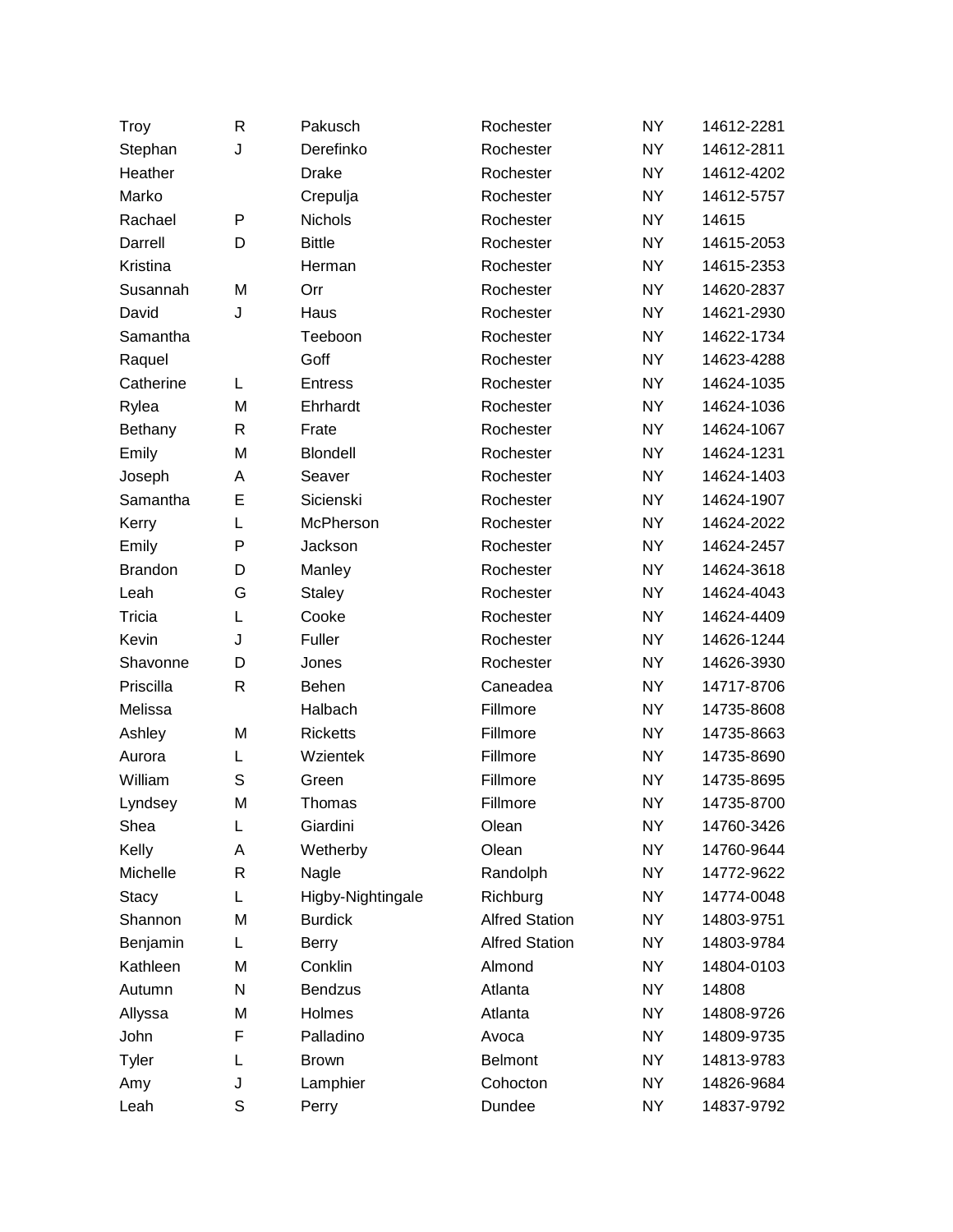| | | | | | |
|---|---|---|---|---|---|
| Troy | R | Pakusch | Rochester | NY | 14612-2281 |
| Stephan | J | Derefinko | Rochester | NY | 14612-2811 |
| Heather | | Drake | Rochester | NY | 14612-4202 |
| Marko | | Crepulja | Rochester | NY | 14612-5757 |
| Rachael | P | Nichols | Rochester | NY | 14615 |
| Darrell | D | Bittle | Rochester | NY | 14615-2053 |
| Kristina | | Herman | Rochester | NY | 14615-2353 |
| Susannah | M | Orr | Rochester | NY | 14620-2837 |
| David | J | Haus | Rochester | NY | 14621-2930 |
| Samantha | | Teeboon | Rochester | NY | 14622-1734 |
| Raquel | | Goff | Rochester | NY | 14623-4288 |
| Catherine | L | Entress | Rochester | NY | 14624-1035 |
| Rylea | M | Ehrhardt | Rochester | NY | 14624-1036 |
| Bethany | R | Frate | Rochester | NY | 14624-1067 |
| Emily | M | Blondell | Rochester | NY | 14624-1231 |
| Joseph | A | Seaver | Rochester | NY | 14624-1403 |
| Samantha | E | Sicienski | Rochester | NY | 14624-1907 |
| Kerry | L | McPherson | Rochester | NY | 14624-2022 |
| Emily | P | Jackson | Rochester | NY | 14624-2457 |
| Brandon | D | Manley | Rochester | NY | 14624-3618 |
| Leah | G | Staley | Rochester | NY | 14624-4043 |
| Tricia | L | Cooke | Rochester | NY | 14624-4409 |
| Kevin | J | Fuller | Rochester | NY | 14626-1244 |
| Shavonne | D | Jones | Rochester | NY | 14626-3930 |
| Priscilla | R | Behen | Caneadea | NY | 14717-8706 |
| Melissa | | Halbach | Fillmore | NY | 14735-8608 |
| Ashley | M | Ricketts | Fillmore | NY | 14735-8663 |
| Aurora | L | Wzientek | Fillmore | NY | 14735-8690 |
| William | S | Green | Fillmore | NY | 14735-8695 |
| Lyndsey | M | Thomas | Fillmore | NY | 14735-8700 |
| Shea | L | Giardini | Olean | NY | 14760-3426 |
| Kelly | A | Wetherby | Olean | NY | 14760-9644 |
| Michelle | R | Nagle | Randolph | NY | 14772-9622 |
| Stacy | L | Higby-Nightingale | Richburg | NY | 14774-0048 |
| Shannon | M | Burdick | Alfred Station | NY | 14803-9751 |
| Benjamin | L | Berry | Alfred Station | NY | 14803-9784 |
| Kathleen | M | Conklin | Almond | NY | 14804-0103 |
| Autumn | N | Bendzus | Atlanta | NY | 14808 |
| Allyssa | M | Holmes | Atlanta | NY | 14808-9726 |
| John | F | Palladino | Avoca | NY | 14809-9735 |
| Tyler | L | Brown | Belmont | NY | 14813-9783 |
| Amy | J | Lamphier | Cohocton | NY | 14826-9684 |
| Leah | S | Perry | Dundee | NY | 14837-9792 |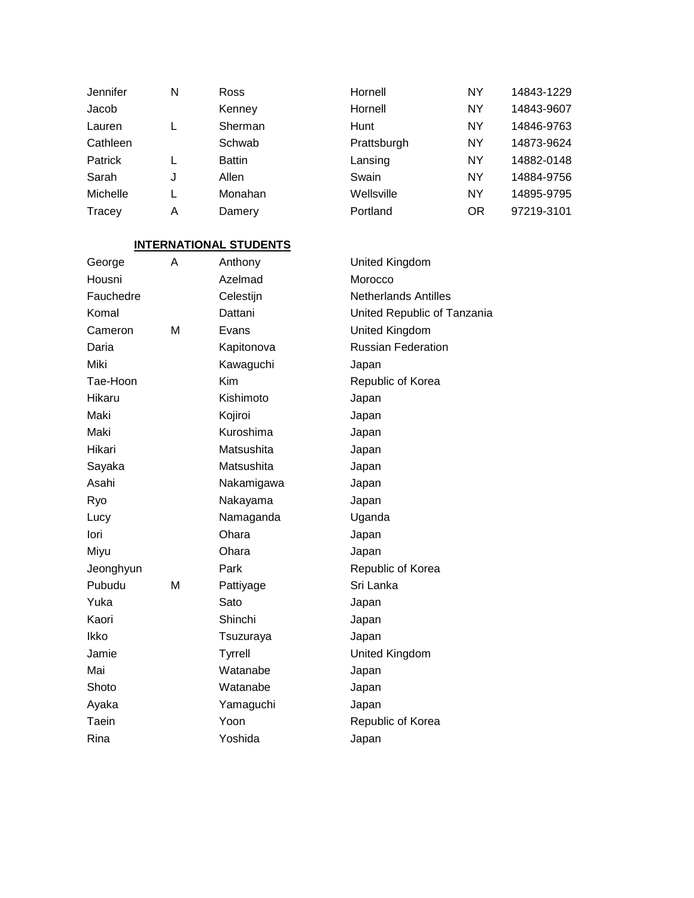| | | | | | |
|---|---|---|---|---|---|
| Jennifer | N | Ross | Hornell | NY | 14843-1229 |
| Jacob | | Kenney | Hornell | NY | 14843-9607 |
| Lauren | L | Sherman | Hunt | NY | 14846-9763 |
| Cathleen | | Schwab | Prattsburgh | NY | 14873-9624 |
| Patrick | L | Battin | Lansing | NY | 14882-0148 |
| Sarah | J | Allen | Swain | NY | 14884-9756 |
| Michelle | L | Monahan | Wellsville | NY | 14895-9795 |
| Tracey | A | Damery | Portland | OR | 97219-3101 |

**INTERNATIONAL STUDENTS**

| | | | |
|---|---|---|---|
| George | A | Anthony | United Kingdom |
| Housni | | Azelmad | Morocco |
| Fauchedre | | Celestijn | Netherlands Antilles |
| Komal | | Dattani | United Republic of Tanzania |
| Cameron | M | Evans | United Kingdom |
| Daria | | Kapitonova | Russian Federation |
| Miki | | Kawaguchi | Japan |
| Tae-Hoon | | Kim | Republic of Korea |
| Hikaru | | Kishimoto | Japan |
| Maki | | Kojiroi | Japan |
| Maki | | Kuroshima | Japan |
| Hikari | | Matsushita | Japan |
| Sayaka | | Matsushita | Japan |
| Asahi | | Nakamigawa | Japan |
| Ryo | | Nakayama | Japan |
| Lucy | | Namaganda | Uganda |
| Iori | | Ohara | Japan |
| Miyu | | Ohara | Japan |
| Jeonghyun | | Park | Republic of Korea |
| Pubudu | M | Pattiyage | Sri Lanka |
| Yuka | | Sato | Japan |
| Kaori | | Shinchi | Japan |
| Ikko | | Tsuzuraya | Japan |
| Jamie | | Tyrrell | United Kingdom |
| Mai | | Watanabe | Japan |
| Shoto | | Watanabe | Japan |
| Ayaka | | Yamaguchi | Japan |
| Taein | | Yoon | Republic of Korea |
| Rina | | Yoshida | Japan |